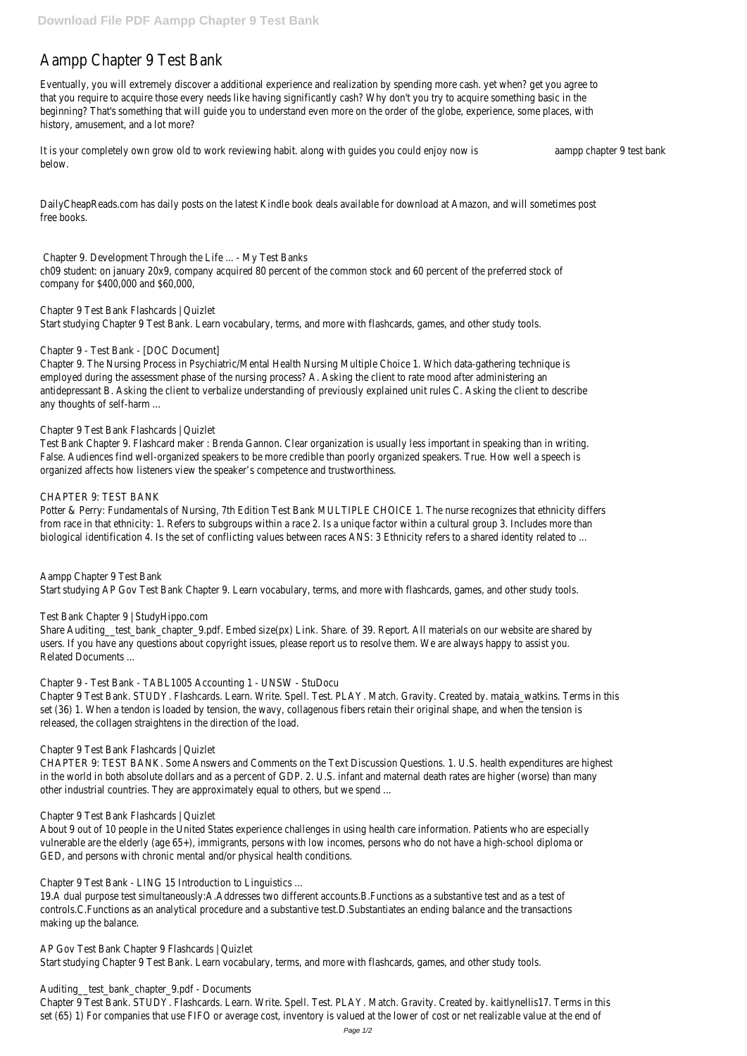# Aampp Chapter 9 Test Bank

Eventually, you will extremely discover a additional experience and realization by spending more cash. yet when? get you agree to that you require to acquire those every needs like having significantly cash? Why don't you try to acquire something basic in the beginning? That's something that will guide you to understand even more on the order of the globe, experience, some places, with history, amusement, and a lot more?

It is your completely own grow old to work reviewing habit. along with guides you could enjoy now is **aampp chapter 9 test bank** below.

DailyCheapReads.com has daily posts on the latest Kindle book deals available for download at Amazon, and will sometimes post free books.

Chapter 9. Development Through the Life ... - My Test Banks

ch09 student: on january 20x9, company acquired 80 percent of the common stock and 60 percent of the preferred stock of company for $400,000 and $60,000,

Chapter 9 Test Bank Flashcards | Quizlet

Start studying Chapter 9 Test Bank. Learn vocabulary, terms, and more with flashcards, games, and other study tools.

Chapter 9 - Test Bank - [DOC Document]

Chapter 9. The Nursing Process in Psychiatric/Mental Health Nursing Multiple Choice 1. Which data-gathering technique is employed during the assessment phase of the nursing process? A. Asking the client to rate mood after administering an antidepressant B. Asking the client to verbalize understanding of previously explained unit rules C. Asking the client to describe any thoughts of self-harm ...

Chapter 9 Test Bank Flashcards | Quizlet

Test Bank Chapter 9. Flashcard maker : Brenda Gannon. Clear organization is usually less important in speaking than in writing. False. Audiences find well-organized speakers to be more credible than poorly organized speakers. True. How well a speech is organized affects how listeners view the speaker's competence and trustworthiness.

CHAPTER 9: TEST BANK

Potter & Perry: Fundamentals of Nursing, 7th Edition Test Bank MULTIPLE CHOICE 1. The nurse recognizes that ethnicity differs from race in that ethnicity: 1. Refers to subgroups within a race 2. Is a unique factor within a cultural group 3. Includes more than biological identification 4. Is the set of conflicting values between races ANS: 3 Ethnicity refers to a shared identity related to ...

Aampp Chapter 9 Test Bank

Start studying AP Gov Test Bank Chapter 9. Learn vocabulary, terms, and more with flashcards, games, and other study tools.

Test Bank Chapter 9 | StudyHippo.com

Share Auditing__test_bank_chapter_9.pdf. Embed size(px) Link. Share. of 39. Report. All materials on our website are shared by users. If you have any questions about copyright issues, please report us to resolve them. We are always happy to assist you. Related Documents ...

Chapter 9 - Test Bank - TABL1005 Accounting 1 - UNSW - StuDocu

Chapter 9 Test Bank. STUDY. Flashcards. Learn. Write. Spell. Test. PLAY. Match. Gravity. Created by. mataia_watkins. Terms in this set (36) 1. When a tendon is loaded by tension, the wavy, collagenous fibers retain their original shape, and when the tension is released, the collagen straightens in the direction of the load.

Chapter 9 Test Bank Flashcards | Quizlet

CHAPTER 9: TEST BANK. Some Answers and Comments on the Text Discussion Questions. 1. U.S. health expenditures are highest in the world in both absolute dollars and as a percent of GDP. 2. U.S. infant and maternal death rates are higher (worse) than many other industrial countries. They are approximately equal to others, but we spend ...

Chapter 9 Test Bank Flashcards | Quizlet

About 9 out of 10 people in the United States experience challenges in using health care information. Patients who are especially vulnerable are the elderly (age 65+), immigrants, persons with low incomes, persons who do not have a high-school diploma or GED, and persons with chronic mental and/or physical health conditions.

Chapter 9 Test Bank - LING 15 Introduction to Linguistics ...

19.A dual purpose test simultaneously:A.Addresses two different accounts.B.Functions as a substantive test and as a test of controls.C.Functions as an analytical procedure and a substantive test.D.Substantiates an ending balance and the transactions making up the balance.

AP Gov Test Bank Chapter 9 Flashcards | Quizlet

Start studying Chapter 9 Test Bank. Learn vocabulary, terms, and more with flashcards, games, and other study tools.

Auditing__test_bank_chapter_9.pdf - Documents

Chapter 9 Test Bank. STUDY. Flashcards. Learn. Write. Spell. Test. PLAY. Match. Gravity. Created by. kaitlynellis17. Terms in this set (65) 1) For companies that use FIFO or average cost, inventory is valued at the lower of cost or net realizable value at the end of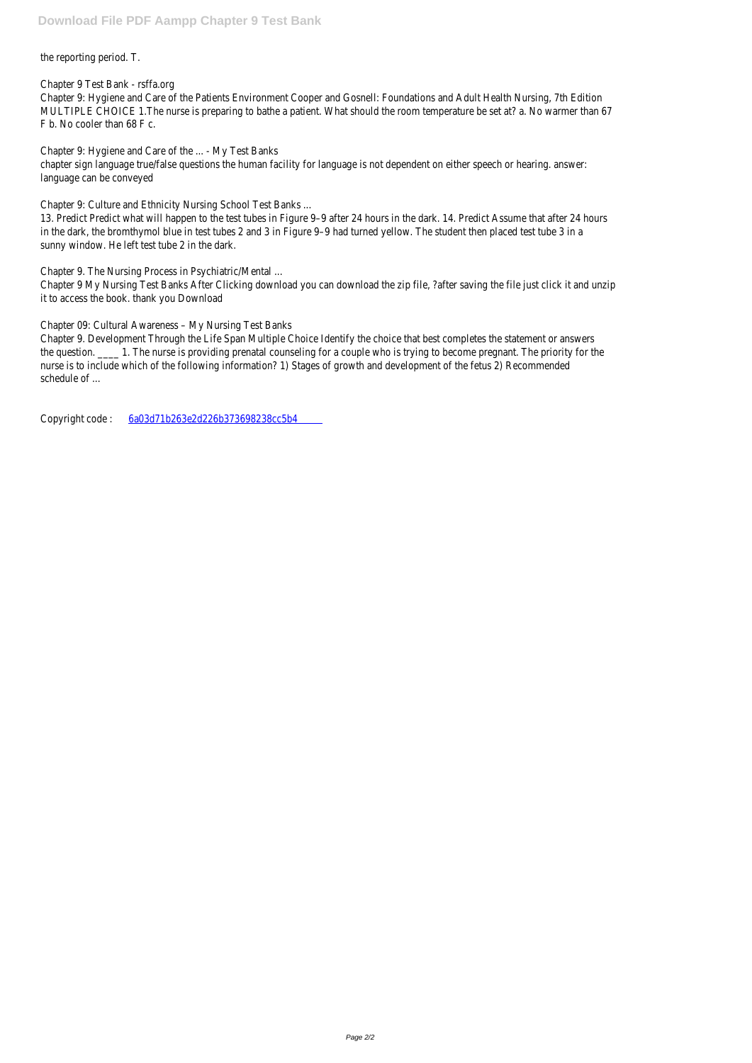the reporting period. T.

Chapter 9 Test Bank - rsffa.org

Chapter 9: Hygiene and Care of the Patients Environment Cooper and Gosnell: Foundations and Adult Health Nursing, 7th Edition MULTIPLE CHOICE 1.The nurse is preparing to bathe a patient. What should the room temperature be set at? a. No warmer than 67 F b. No cooler than 68 F c.

Chapter 9: Hygiene and Care of the ... - My Test Banks

chapter sign language true/false questions the human facility for language is not dependent on either speech or hearing. answer: language can be conveyed

Chapter 9: Culture and Ethnicity Nursing School Test Banks ...

13. Predict Predict what will happen to the test tubes in Figure 9–9 after 24 hours in the dark. 14. Predict Assume that after 24 hours in the dark, the bromthymol blue in test tubes 2 and 3 in Figure 9–9 had turned yellow. The student then placed test tube 3 in a sunny window. He left test tube 2 in the dark.

Chapter 9. The Nursing Process in Psychiatric/Mental ...

Chapter 9 My Nursing Test Banks After Clicking download you can download the zip file, ?after saving the file just click it and unzip it to access the book. thank you Download

Chapter 09: Cultural Awareness – My Nursing Test Banks

Chapter 9. Development Through the Life Span Multiple Choice Identify the choice that best completes the statement or answers the question. ____ 1. The nurse is providing prenatal counseling for a couple who is trying to become pregnant. The priority for the nurse is to include which of the following information? 1) Stages of growth and development of the fetus 2) Recommended schedule of ...

Copyright code : 6a03d71b263e2d226b373698238cc5b4